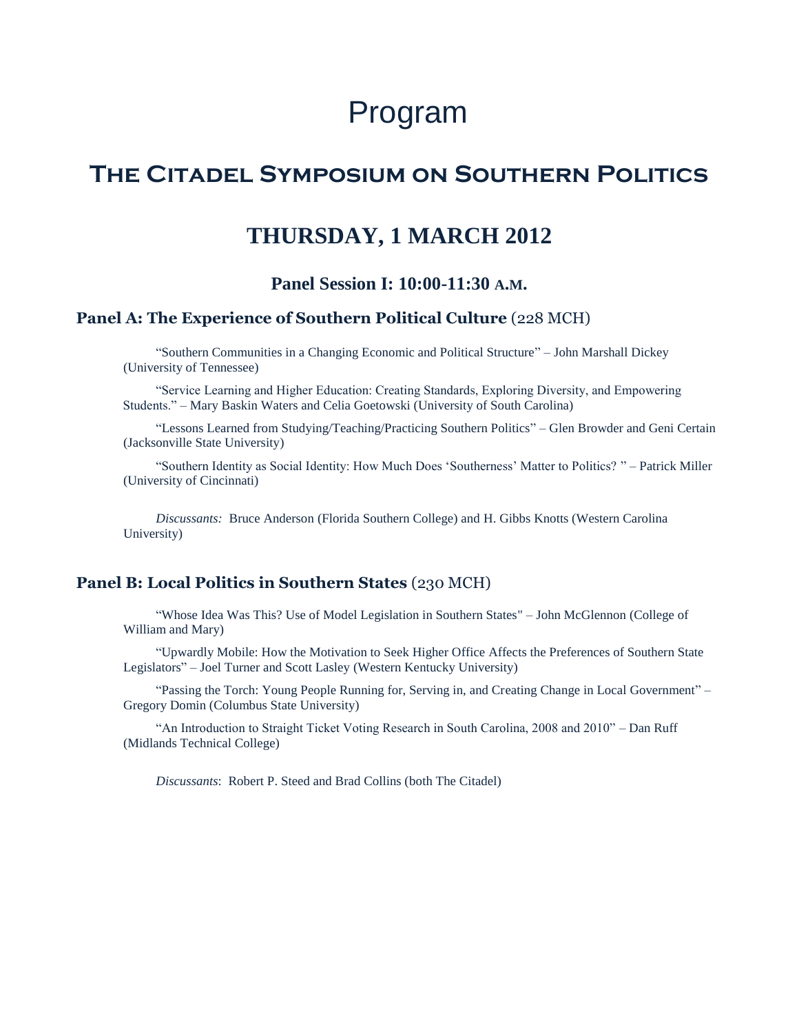# Program

## The Citadel Symposium on Southern Politics

## THURSDAY, 1 MARCH 2012

### Panel Session I: 10:00-11:30 A.M.

**Panel A: The Experience of Southern Political Culture** (228 MCH)

"Southern Communities in a Changing Economic and Political Structure" – John Marshall Dickey (University of Tennessee)

"Service Learning and Higher Education: Creating Standards, Exploring Diversity, and Empowering Students." – Mary Baskin Waters and Celia Goetowski (University of South Carolina)

"Lessons Learned from Studying/Teaching/Practicing Southern Politics" – Glen Browder and Geni Certain (Jacksonville State University)

"Southern Identity as Social Identity: How Much Does 'Southerness' Matter to Politics? " – Patrick Miller (University of Cincinnati)

*Discussants:* Bruce Anderson (Florida Southern College) and H. Gibbs Knotts (Western Carolina University)

**Panel B: Local Politics in Southern States** (230 MCH)

"Whose Idea Was This? Use of Model Legislation in Southern States" – John McGlennon (College of William and Mary)

"Upwardly Mobile: How the Motivation to Seek Higher Office Affects the Preferences of Southern State Legislators" – Joel Turner and Scott Lasley (Western Kentucky University)

"Passing the Torch: Young People Running for, Serving in, and Creating Change in Local Government" – Gregory Domin (Columbus State University)

"An Introduction to Straight Ticket Voting Research in South Carolina, 2008 and 2010" – Dan Ruff (Midlands Technical College)

*Discussants*: Robert P. Steed and Brad Collins (both The Citadel)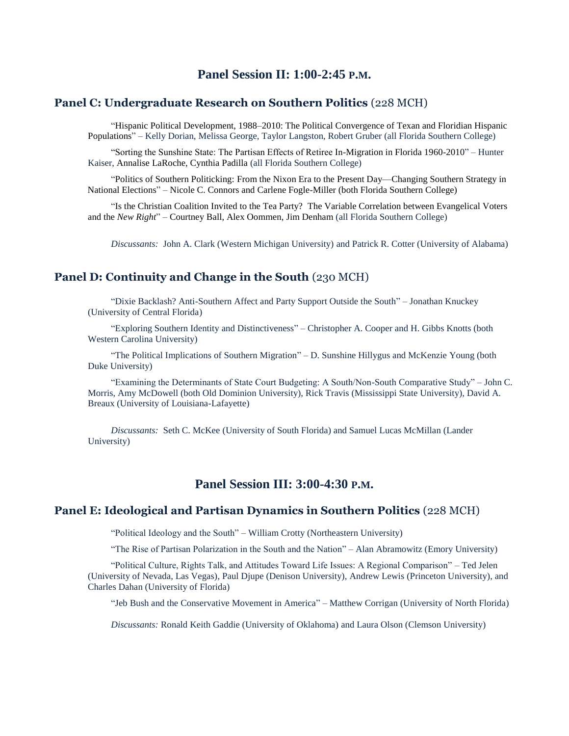## Panel Session II: 1:00-2:45 P.M.

### Panel C: Undergraduate Research on Southern Politics (228 MCH)

"Hispanic Political Development, 1988–2010: The Political Convergence of Texan and Floridian Hispanic Populations" – Kelly Dorian, Melissa George, Taylor Langston, Robert Gruber (all Florida Southern College)

"Sorting the Sunshine State: The Partisan Effects of Retiree In-Migration in Florida 1960-2010" – Hunter Kaiser, Annalise LaRoche, Cynthia Padilla (all Florida Southern College)

"Politics of Southern Politicking: From the Nixon Era to the Present Day—Changing Southern Strategy in National Elections" – Nicole C. Connors and Carlene Fogle-Miller (both Florida Southern College)

"Is the Christian Coalition Invited to the Tea Party? The Variable Correlation between Evangelical Voters and the *New Right*" – Courtney Ball, Alex Oommen, Jim Denham (all Florida Southern College)

*Discussants:* John A. Clark (Western Michigan University) and Patrick R. Cotter (University of Alabama)

### Panel D: Continuity and Change in the South (230 MCH)

"Dixie Backlash? Anti-Southern Affect and Party Support Outside the South" – Jonathan Knuckey (University of Central Florida)

"Exploring Southern Identity and Distinctiveness" – Christopher A. Cooper and H. Gibbs Knotts (both Western Carolina University)

"The Political Implications of Southern Migration" – D. Sunshine Hillygus and McKenzie Young (both Duke University)

"Examining the Determinants of State Court Budgeting: A South/Non-South Comparative Study" – John C. Morris, Amy McDowell (both Old Dominion University), Rick Travis (Mississippi State University), David A. Breaux (University of Louisiana-Lafayette)

*Discussants:* Seth C. McKee (University of South Florida) and Samuel Lucas McMillan (Lander University)

## Panel Session III: 3:00-4:30 P.M.

### Panel E: Ideological and Partisan Dynamics in Southern Politics (228 MCH)

"Political Ideology and the South" – William Crotty (Northeastern University)

"The Rise of Partisan Polarization in the South and the Nation" – Alan Abramowitz (Emory University)

"Political Culture, Rights Talk, and Attitudes Toward Life Issues: A Regional Comparison" – Ted Jelen (University of Nevada, Las Vegas), Paul Djupe (Denison University), Andrew Lewis (Princeton University), and Charles Dahan (University of Florida)

"Jeb Bush and the Conservative Movement in America" – Matthew Corrigan (University of North Florida)

*Discussants:* Ronald Keith Gaddie (University of Oklahoma) and Laura Olson (Clemson University)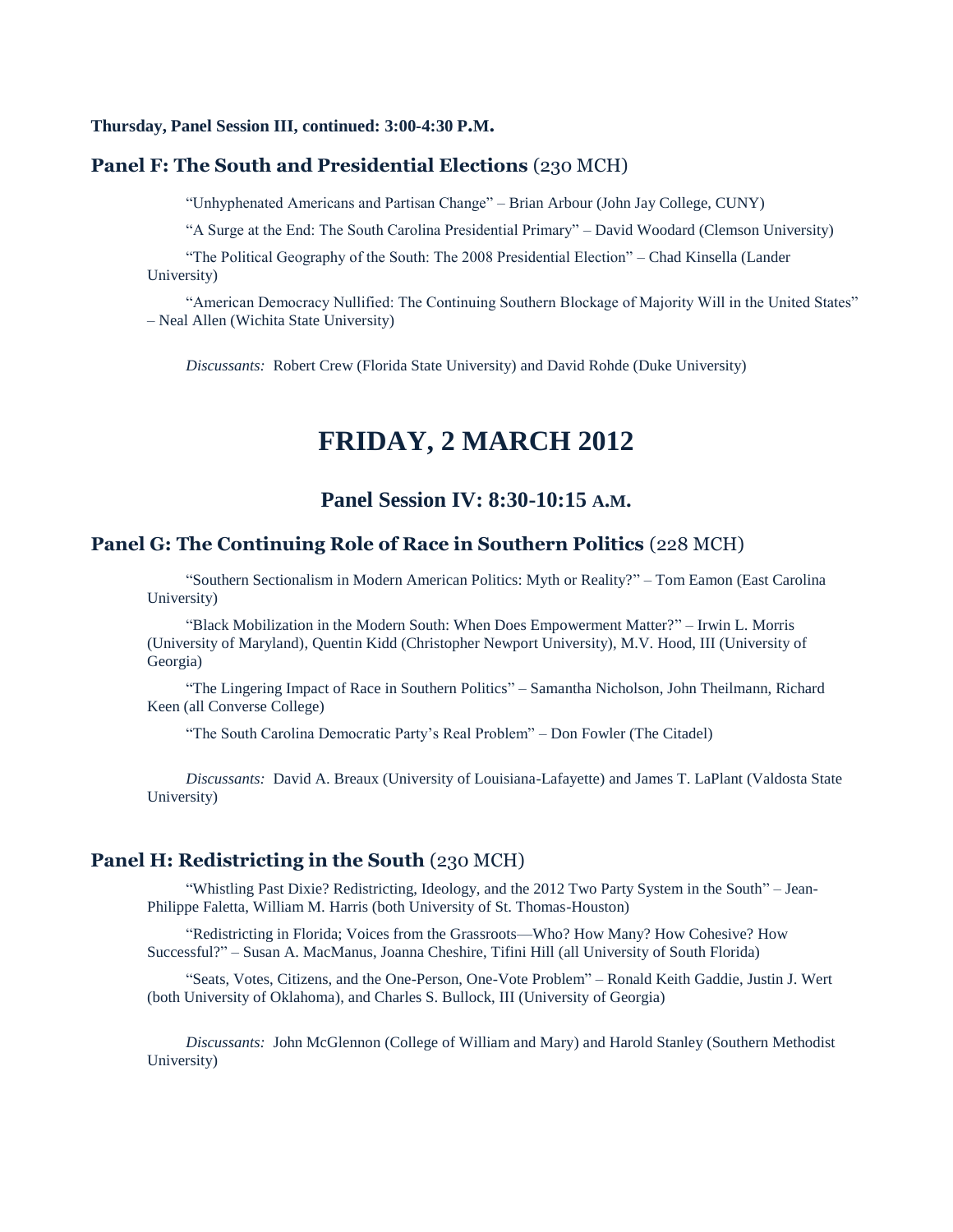**Thursday, Panel Session III, continued: 3:00-4:30 P.M.**

## Panel F: The South and Presidential Elections (230 MCH)

"Unhyphenated Americans and Partisan Change" – Brian Arbour (John Jay College, CUNY)

"A Surge at the End: The South Carolina Presidential Primary" – David Woodard (Clemson University)

"The Political Geography of the South: The 2008 Presidential Election" – Chad Kinsella (Lander University)

"American Democracy Nullified: The Continuing Southern Blockage of Majority Will in the United States" – Neal Allen (Wichita State University)

*Discussants:* Robert Crew (Florida State University) and David Rohde (Duke University)

# FRIDAY, 2 MARCH 2012

### Panel Session IV: 8:30-10:15 A.M.

## Panel G: The Continuing Role of Race in Southern Politics (228 MCH)

"Southern Sectionalism in Modern American Politics: Myth or Reality?" – Tom Eamon (East Carolina University)

"Black Mobilization in the Modern South: When Does Empowerment Matter?" – Irwin L. Morris (University of Maryland), Quentin Kidd (Christopher Newport University), M.V. Hood, III (University of Georgia)

"The Lingering Impact of Race in Southern Politics" – Samantha Nicholson, John Theilmann, Richard Keen (all Converse College)

"The South Carolina Democratic Party's Real Problem" – Don Fowler (The Citadel)

*Discussants:* David A. Breaux (University of Louisiana-Lafayette) and James T. LaPlant (Valdosta State University)

## Panel H: Redistricting in the South (230 MCH)

"Whistling Past Dixie? Redistricting, Ideology, and the 2012 Two Party System in the South" – Jean-Philippe Faletta, William M. Harris (both University of St. Thomas-Houston)

"Redistricting in Florida; Voices from the Grassroots—Who? How Many? How Cohesive? How Successful?" – Susan A. MacManus, Joanna Cheshire, Tifini Hill (all University of South Florida)

"Seats, Votes, Citizens, and the One-Person, One-Vote Problem" – Ronald Keith Gaddie, Justin J. Wert (both University of Oklahoma), and Charles S. Bullock, III (University of Georgia)

*Discussants:* John McGlennon (College of William and Mary) and Harold Stanley (Southern Methodist University)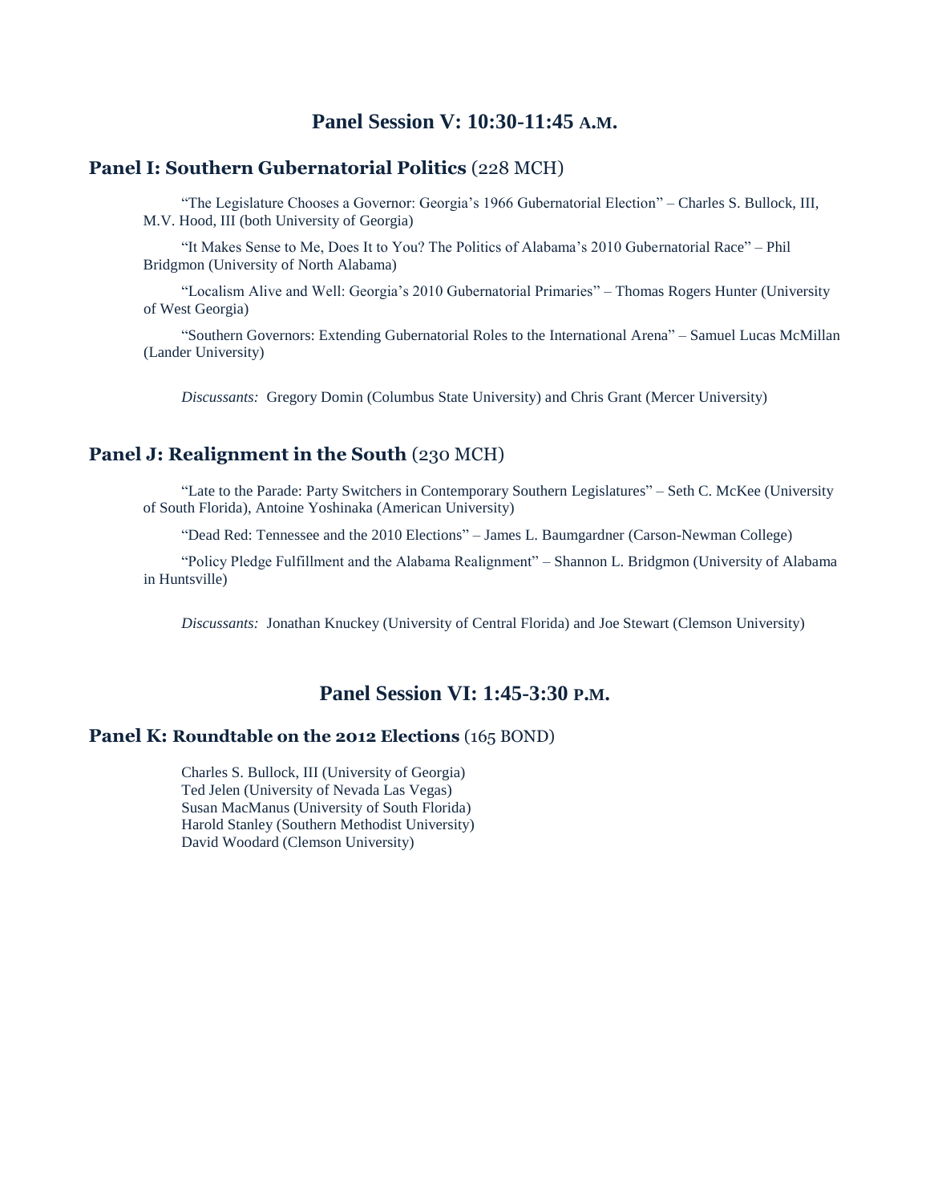## Panel Session V: 10:30-11:45 A.M.

### Panel I: Southern Gubernatorial Politics (228 MCH)

"The Legislature Chooses a Governor: Georgia's 1966 Gubernatorial Election" – Charles S. Bullock, III, M.V. Hood, III (both University of Georgia)

"It Makes Sense to Me, Does It to You? The Politics of Alabama's 2010 Gubernatorial Race" – Phil Bridgmon (University of North Alabama)

"Localism Alive and Well: Georgia's 2010 Gubernatorial Primaries" – Thomas Rogers Hunter (University of West Georgia)

"Southern Governors: Extending Gubernatorial Roles to the International Arena" – Samuel Lucas McMillan (Lander University)

*Discussants:* Gregory Domin (Columbus State University) and Chris Grant (Mercer University)

### Panel J: Realignment in the South (230 MCH)

"Late to the Parade: Party Switchers in Contemporary Southern Legislatures" – Seth C. McKee (University of South Florida), Antoine Yoshinaka (American University)

"Dead Red: Tennessee and the 2010 Elections" – James L. Baumgardner (Carson-Newman College)

"Policy Pledge Fulfillment and the Alabama Realignment" – Shannon L. Bridgmon (University of Alabama in Huntsville)

*Discussants:* Jonathan Knuckey (University of Central Florida) and Joe Stewart (Clemson University)

## Panel Session VI: 1:45-3:30 P.M.

### Panel K: Roundtable on the 2012 Elections (165 BOND)

Charles S. Bullock, III (University of Georgia)
Ted Jelen (University of Nevada Las Vegas)
Susan MacManus (University of South Florida)
Harold Stanley (Southern Methodist University)
David Woodard (Clemson University)